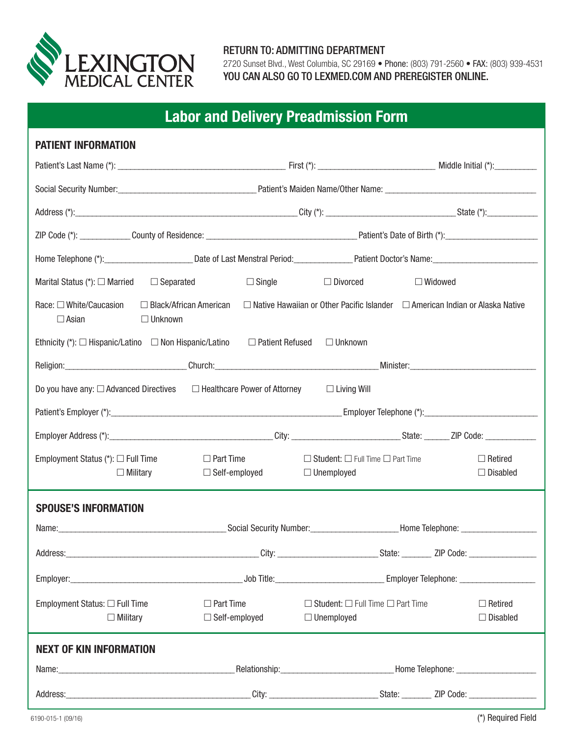LEXINGTON MEDICAL CENTER

RETURN TO: ADMITTING DEPARTMENT
2720 Sunset Blvd., West Columbia, SC 29169 • Phone: (803) 791-2560 • FAX: (803) 939-4531
YOU CAN ALSO GO TO LEXMED.COM AND PREREGISTER ONLINE.

# Labor and Delivery Preadmission Form

## PATIENT INFORMATION

Patient's Last Name (*): ______________________ First (*): ______________________ Middle Initial (*): ________

Social Security Number: ______________________ Patient's Maiden Name/Other Name: ______________________

Address (*): ______________________ City (*): ______________________ State (*): ________

ZIP Code (*): ________ County of Residence: ______________________ Patient's Date of Birth (*): ________

Home Telephone (*): ________ Date of Last Menstral Period: ________ Patient Doctor's Name: ________

Marital Status (*): ☐ Married ☐ Separated ☐ Single ☐ Divorced ☐ Widowed

Race: ☐ White/Caucasion ☐ Black/African American ☐ Native Hawaiian or Other Pacific Islander ☐ American Indian or Alaska Native ☐ Asian ☐ Unknown

Ethnicity (*): ☐ Hispanic/Latino ☐ Non Hispanic/Latino ☐ Patient Refused ☐ Unknown

Religion: ______________________ Church: ______________________ Minister: ______________________

Do you have any: ☐ Advanced Directives ☐ Healthcare Power of Attorney ☐ Living Will

Patient's Employer (*): ______________________ Employer Telephone (*): ______________________

Employer Address (*): ______________________ City: ______________________ State: ______ ZIP Code: ________

Employment Status (*): ☐ Full Time ☐ Part Time ☐ Student: ☐ Full Time ☐ Part Time ☐ Retired ☐ Military ☐ Self-employed ☐ Unemployed ☐ Disabled

## SPOUSE'S INFORMATION

Name: ______________________ Social Security Number: ______________________ Home Telephone: ________

Address: ______________________ City: ______________________ State: ______ ZIP Code: ________

Employer: ______________________ Job Title: ______________________ Employer Telephone: ________

Employment Status: ☐ Full Time ☐ Part Time ☐ Student: ☐ Full Time ☐ Part Time ☐ Retired ☐ Military ☐ Self-employed ☐ Unemployed ☐ Disabled

## NEXT OF KIN INFORMATION

Name: ______________________ Relationship: ______________________ Home Telephone: ________

Address: ______________________ City: ______________________ State: ______ ZIP Code: ________

6190-015-1 (09/16)

(*) Required Field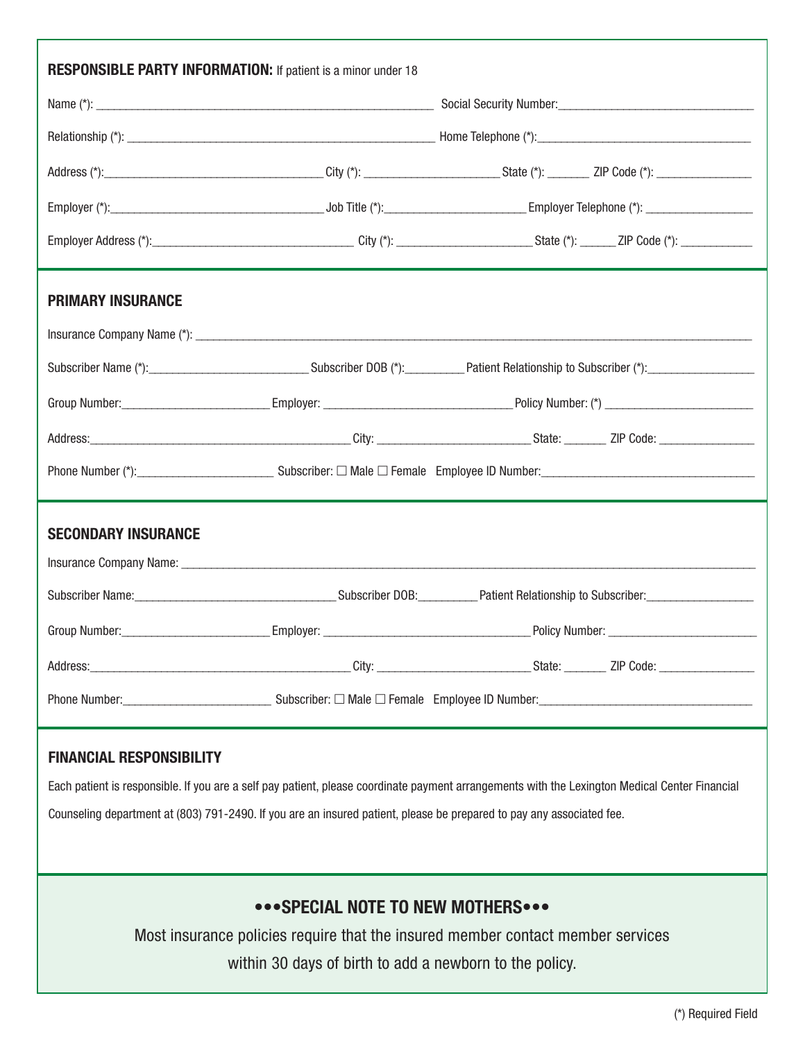## RESPONSIBLE PARTY INFORMATION: If patient is a minor under 18

Name (*): ______________________________ Social Security Number: ______________________________

Relationship (*): ______________________________ Home Telephone (*): ______________________________

Address (*): ______________________________ City (*): ______________________ State (*): _______ ZIP Code (*): ______________

Employer (*): ______________________________ Job Title (*): ______________________ Employer Telephone (*): ______________

Employer Address (*): ______________________________ City (*): ______________________ State (*): ______ ZIP Code (*): ___________

## PRIMARY INSURANCE

Insurance Company Name (*): ______________________________________________________________

Subscriber Name (*): __________________________ Subscriber DOB (*): __________ Patient Relationship to Subscriber (*): ________________

Group Number: ______________________ Employer: ______________________________ Policy Number: (*) ______________________

Address: ______________________________________ City: ______________________ State: _______ ZIP Code: ______________

Phone Number (*): ______________________ Subscriber: ☐ Male ☐ Female Employee ID Number: ______________________________

## SECONDARY INSURANCE

Insurance Company Name: ______________________________________________________________

Subscriber Name: ______________________________ Subscriber DOB: __________ Patient Relationship to Subscriber: ________________

Group Number: ______________________ Employer: ______________________________ Policy Number: ______________________

Address: ______________________________________ City: ______________________ State: _______ ZIP Code: ______________

Phone Number: ______________________ Subscriber: ☐ Male ☐ Female Employee ID Number: ______________________________

## FINANCIAL RESPONSIBILITY

Each patient is responsible. If you are a self pay patient, please coordinate payment arrangements with the Lexington Medical Center Financial Counseling department at (803) 791-2490. If you are an insured patient, please be prepared to pay any associated fee.

## •••SPECIAL NOTE TO NEW MOTHERS•••

Most insurance policies require that the insured member contact member services within 30 days of birth to add a newborn to the policy.

(*) Required Field